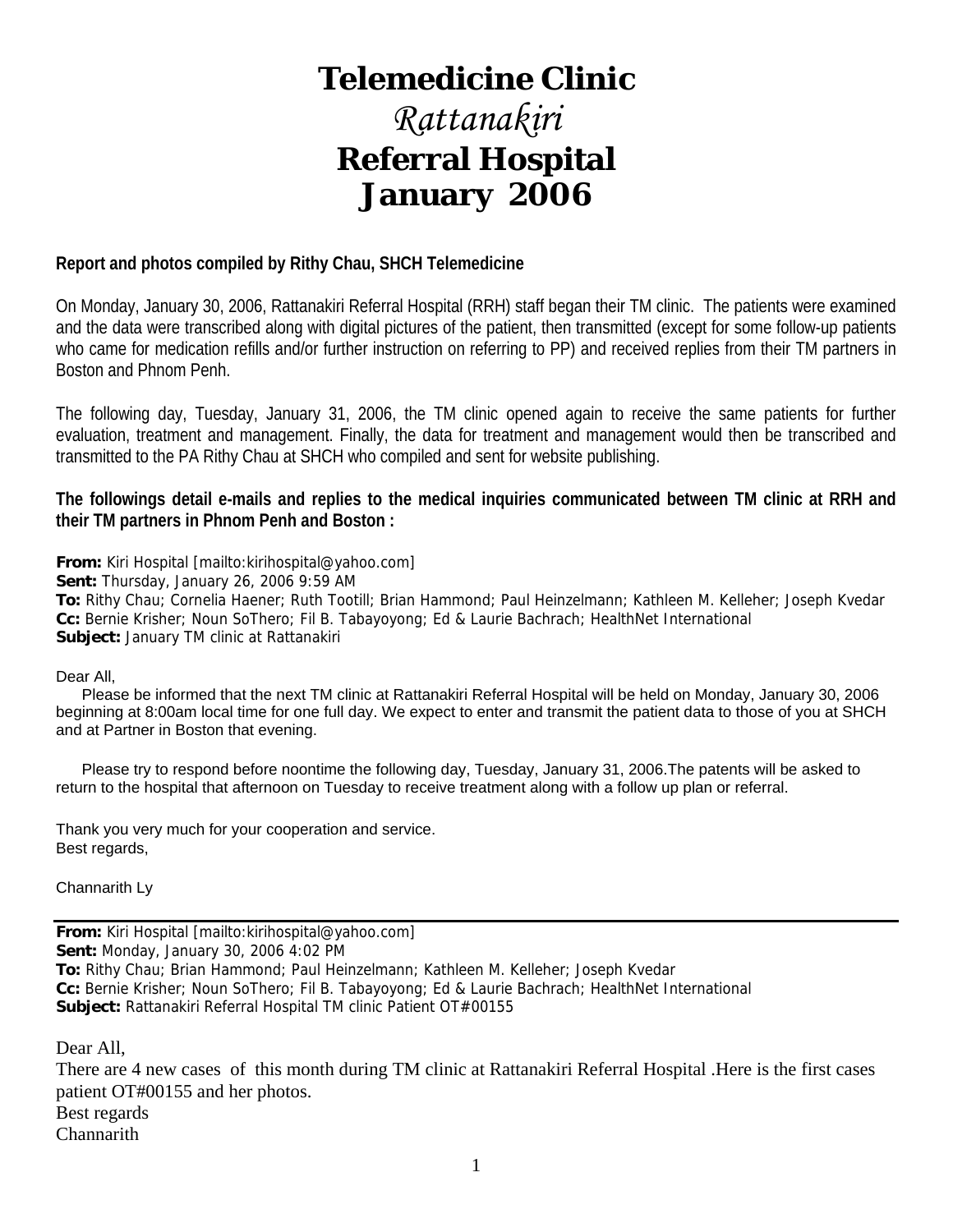# Telemedicine Clinic

## *Rattanakiri*

## Referral Hospital

## January 2006

**Report and photos compiled by Rithy Chau, SHCH Telemedicine**

On Monday, January 30, 2006, Rattanakiri Referral Hospital (RRH) staff began their TM clinic. The patients were examined and the data were transcribed along with digital pictures of the patient, then transmitted (except for some follow-up patients who came for medication refills and/or further instruction on referring to PP) and received replies from their TM partners in Boston and Phnom Penh.

The following day, Tuesday, January 31, 2006, the TM clinic opened again to receive the same patients for further evaluation, treatment and management. Finally, the data for treatment and management would then be transcribed and transmitted to the PA Rithy Chau at SHCH who compiled and sent for website publishing.

**The followings detail e-mails and replies to the medical inquiries communicated between TM clinic at RRH and their TM partners in Phnom Penh and Boston :**

**From:** Kiri Hospital [mailto:kirihospital@yahoo.com]
**Sent:** Thursday, January 26, 2006 9:59 AM
**To:** Rithy Chau; Cornelia Haener; Ruth Tootill; Brian Hammond; Paul Heinzelmann; Kathleen M. Kelleher; Joseph Kvedar
**Cc:** Bernie Krisher; Noun SoThero; Fil B. Tabayoyong; Ed & Laurie Bachrach; HealthNet International
**Subject:** January TM clinic at Rattanakiri

Dear All,

Please be informed that the next TM clinic at Rattanakiri Referral Hospital will be held on Monday, January 30, 2006 beginning at 8:00am local time for one full day. We expect to enter and transmit the patient data to those of you at SHCH and at Partner in Boston that evening.

Please try to respond before noontime the following day, Tuesday, January 31, 2006.The patents will be asked to return to the hospital that afternoon on Tuesday to receive treatment along with a follow up plan or referral.

Thank you very much for your cooperation and service.
Best regards,

Channarith Ly

---

**From:** Kiri Hospital [mailto:kirihospital@yahoo.com]
**Sent:** Monday, January 30, 2006 4:02 PM
**To:** Rithy Chau; Brian Hammond; Paul Heinzelmann; Kathleen M. Kelleher; Joseph Kvedar
**Cc:** Bernie Krisher; Noun SoThero; Fil B. Tabayoyong; Ed & Laurie Bachrach; HealthNet International
**Subject:** Rattanakiri Referral Hospital TM clinic Patient OT#00155

Dear All,
There are 4 new cases of this month during TM clinic at Rattanakiri Referral Hospital .Here is the first cases patient OT#00155 and her photos.
Best regards
Channarith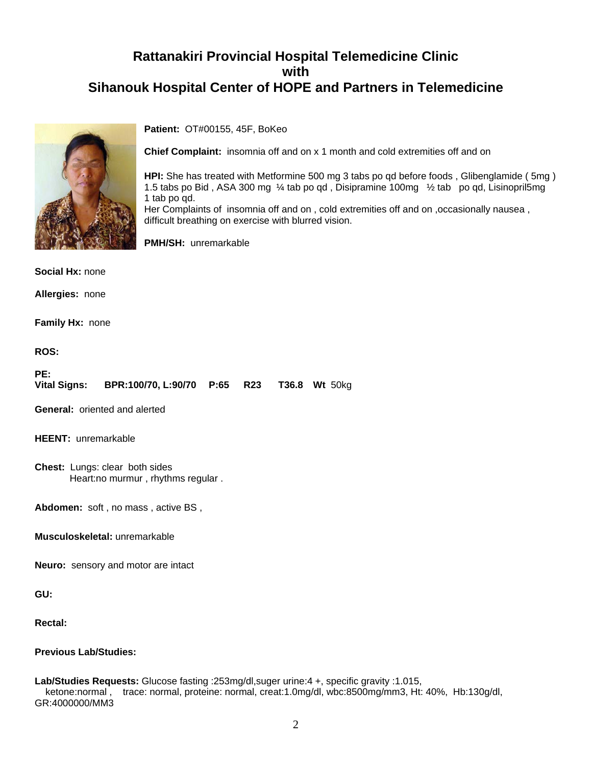# Rattanakiri Provincial Hospital Telemedicine Clinic with Sihanouk Hospital Center of HOPE and Partners in Telemedicine

**Patient:** OT#00155, 45F, BoKeo

**Chief Complaint:** insomnia off and on x 1 month and cold extremities off and on

**HPI:** She has treated with Metformine 500 mg 3 tabs po qd before foods , Glibenglamide ( 5mg ) 1.5 tabs po Bid , ASA 300 mg ¼ tab po qd , Disipramine 100mg ½ tab po qd, Lisinopril5mg 1 tab po qd.
Her Complaints of insomnia off and on , cold extremities off and on ,occasionally nausea , difficult breathing on exercise with blurred vision.

**PMH/SH:** unremarkable

**Social Hx:** none

**Allergies:** none

**Family Hx:** none

**ROS:**

**PE:**
**Vital Signs:** **BPR:100/70, L:90/70** **P:65** **R23** **T36.8** **Wt** 50kg

**General:** oriented and alerted

**HEENT:** unremarkable

**Chest:** Lungs: clear both sides
Heart:no murmur , rhythms regular .

**Abdomen:** soft , no mass , active BS ,

**Musculoskeletal:** unremarkable

**Neuro:** sensory and motor are intact

**GU:**

**Rectal:**

**Previous Lab/Studies:**

**Lab/Studies Requests:** Glucose fasting :253mg/dl,suger urine:4 +, specific gravity :1.015, ketone:normal , trace: normal, proteine: normal, creat:1.0mg/dl, wbc:8500mg/mm3, Ht: 40%, Hb:130g/dl, GR:4000000/MM3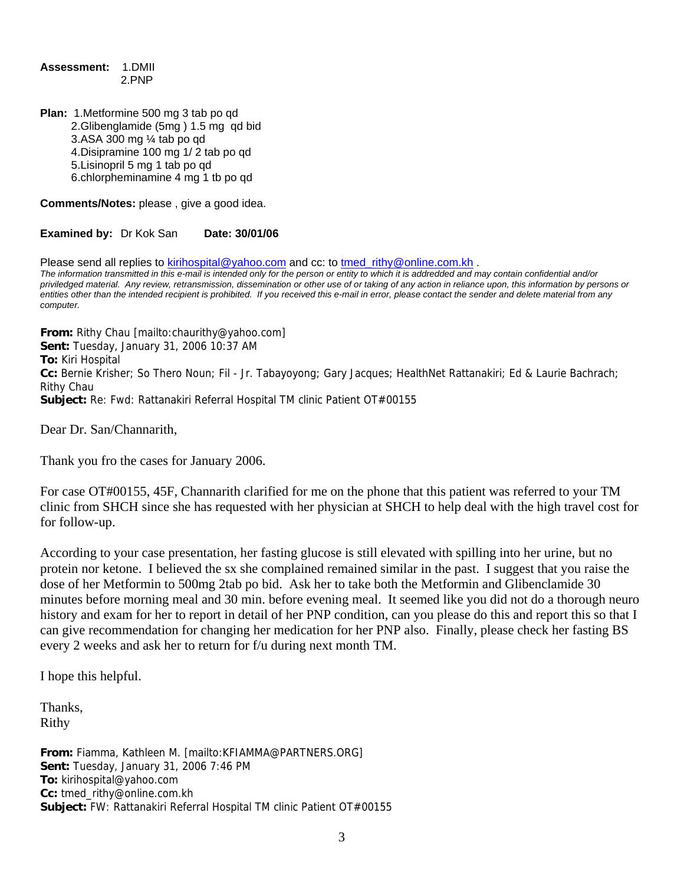**Assessment:** 1.DMII
2.PNP

**Plan:** 1.Metformine 500 mg 3 tab po qd
2.Glibenglamide (5mg ) 1.5 mg qd bid
3.ASA 300 mg ¼ tab po qd
4.Disipramine 100 mg 1/ 2 tab po qd
5.Lisinopril 5 mg 1 tab po qd
6.chlorpheminamine 4 mg 1 tb po qd

**Comments/Notes:** please , give a good idea.

**Examined by:** Dr Kok San **Date: 30/01/06**

Please send all replies to kirihospital@yahoo.com and cc: to tmed_rithy@online.com.kh .
*The information transmitted in this e-mail is intended only for the person or entity to which it is addredded and may contain confidential and/or priviledged material. Any review, retransmission, dissemination or other use of or taking of any action in reliance upon, this information by persons or entities other than the intended recipient is prohibited. If you received this e-mail in error, please contact the sender and delete material from any computer.*

**From:** Rithy Chau [mailto:chaurithy@yahoo.com]
**Sent:** Tuesday, January 31, 2006 10:37 AM
**To:** Kiri Hospital
**Cc:** Bernie Krisher; So Thero Noun; Fil - Jr. Tabayoyong; Gary Jacques; HealthNet Rattanakiri; Ed & Laurie Bachrach; Rithy Chau
**Subject:** Re: Fwd: Rattanakiri Referral Hospital TM clinic Patient OT#00155

Dear Dr. San/Channarith,

Thank you fro the cases for January 2006.

For case OT#00155, 45F, Channarith clarified for me on the phone that this patient was referred to your TM clinic from SHCH since she has requested with her physician at SHCH to help deal with the high travel cost for for follow-up.

According to your case presentation, her fasting glucose is still elevated with spilling into her urine, but no protein nor ketone. I believed the sx she complained remained similar in the past. I suggest that you raise the dose of her Metformin to 500mg 2tab po bid. Ask her to take both the Metformin and Glibenclamide 30 minutes before morning meal and 30 min. before evening meal. It seemed like you did not do a thorough neuro history and exam for her to report in detail of her PNP condition, can you please do this and report this so that I can give recommendation for changing her medication for her PNP also. Finally, please check her fasting BS every 2 weeks and ask her to return for f/u during next month TM.

I hope this helpful.

Thanks,
Rithy

**From:** Fiamma, Kathleen M. [mailto:KFIAMMA@PARTNERS.ORG]
**Sent:** Tuesday, January 31, 2006 7:46 PM
**To:** kirihospital@yahoo.com
**Cc:** tmed_rithy@online.com.kh
**Subject:** FW: Rattanakiri Referral Hospital TM clinic Patient OT#00155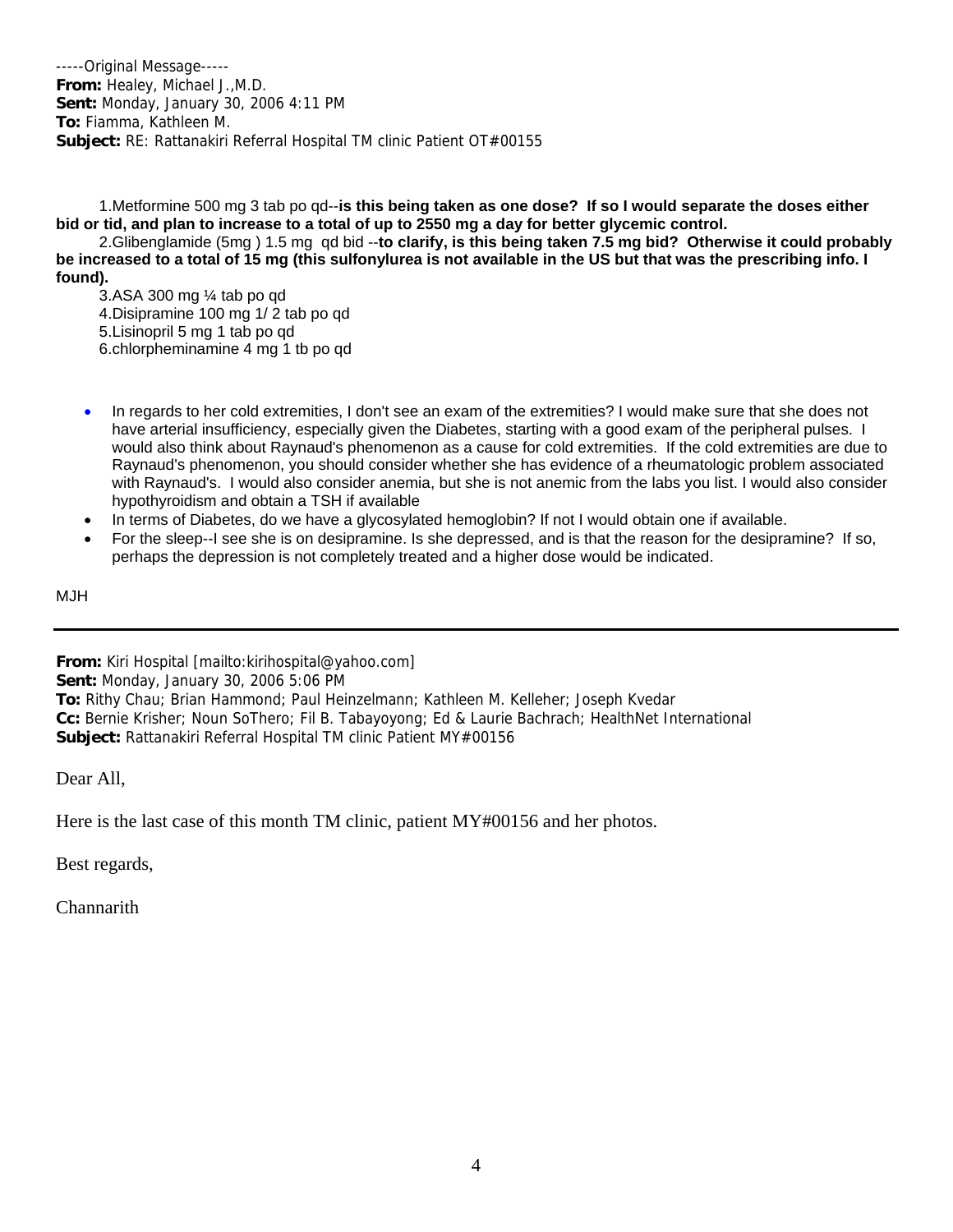-----Original Message-----
**From:** Healey, Michael J.,M.D.
**Sent:** Monday, January 30, 2006 4:11 PM
**To:** Fiamma, Kathleen M.
**Subject:** RE: Rattanakiri Referral Hospital TM clinic Patient OT#00155

1.Metformine 500 mg 3 tab po qd--**is this being taken as one dose? If so I would separate the doses either bid or tid, and plan to increase to a total of up to 2550 mg a day for better glycemic control.**

2.Glibenglamide (5mg ) 1.5 mg qd bid --**to clarify, is this being taken 7.5 mg bid? Otherwise it could probably be increased to a total of 15 mg (this sulfonylurea is not available in the US but that was the prescribing info. I found).**

3.ASA 300 mg ¼ tab po qd
4.Disipramine 100 mg 1/ 2 tab po qd
5.Lisinopril 5 mg 1 tab po qd
6.chlorpheminamine 4 mg 1 tb po qd

- In regards to her cold extremities, I don't see an exam of the extremities? I would make sure that she does not have arterial insufficiency, especially given the Diabetes, starting with a good exam of the peripheral pulses. I would also think about Raynaud's phenomenon as a cause for cold extremities. If the cold extremities are due to Raynaud's phenomenon, you should consider whether she has evidence of a rheumatologic problem associated with Raynaud's. I would also consider anemia, but she is not anemic from the labs you list. I would also consider hypothyroidism and obtain a TSH if available
- In terms of Diabetes, do we have a glycosylated hemoglobin? If not I would obtain one if available.
- For the sleep--I see she is on desipramine. Is she depressed, and is that the reason for the desipramine? If so, perhaps the depression is not completely treated and a higher dose would be indicated.

MJH

---

**From:** Kiri Hospital [mailto:kirihospital@yahoo.com]
**Sent:** Monday, January 30, 2006 5:06 PM
**To:** Rithy Chau; Brian Hammond; Paul Heinzelmann; Kathleen M. Kelleher; Joseph Kvedar
**Cc:** Bernie Krisher; Noun SoThero; Fil B. Tabayoyong; Ed & Laurie Bachrach; HealthNet International
**Subject:** Rattanakiri Referral Hospital TM clinic Patient MY#00156

Dear All,

Here is the last case of this month TM clinic, patient MY#00156 and her photos.

Best regards,

Channarith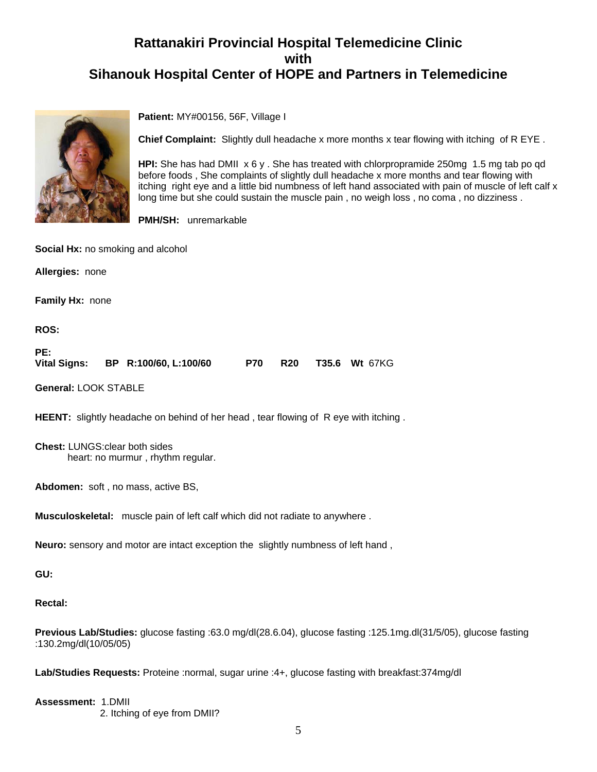# Rattanakiri Provincial Hospital Telemedicine Clinic with Sihanouk Hospital Center of HOPE and Partners in Telemedicine

**Patient:** MY#00156, 56F, Village I

**Chief Complaint:** Slightly dull headache x more months x tear flowing with itching of R EYE .

**HPI:** She has had DMII x 6 y . She has treated with chlorpropramide 250mg 1.5 mg tab po qd before foods , She complaints of slightly dull headache x more months and tear flowing with itching right eye and a little bid numbness of left hand associated with pain of muscle of left calf x long time but she could sustain the muscle pain , no weigh loss , no coma , no dizziness .

**PMH/SH:** unremarkable

**Social Hx:** no smoking and alcohol

**Allergies:** none

**Family Hx:** none

**ROS:**

**PE:**
**Vital Signs:** **BP R:100/60, L:100/60** **P70** **R20** **T35.6** **Wt** 67KG

**General:** LOOK STABLE

**HEENT:** slightly headache on behind of her head , tear flowing of R eye with itching .

**Chest:** LUNGS:clear both sides
heart: no murmur , rhythm regular.

**Abdomen:** soft , no mass, active BS,

**Musculoskeletal:** muscle pain of left calf which did not radiate to anywhere .

**Neuro:** sensory and motor are intact exception the slightly numbness of left hand ,

**GU:**

**Rectal:**

**Previous Lab/Studies:** glucose fasting :63.0 mg/dl(28.6.04), glucose fasting :125.1mg.dl(31/5/05), glucose fasting :130.2mg/dl(10/05/05)

**Lab/Studies Requests:** Proteine :normal, sugar urine :4+, glucose fasting with breakfast:374mg/dl

**Assessment:** 1.DMII
2. Itching of eye from DMII?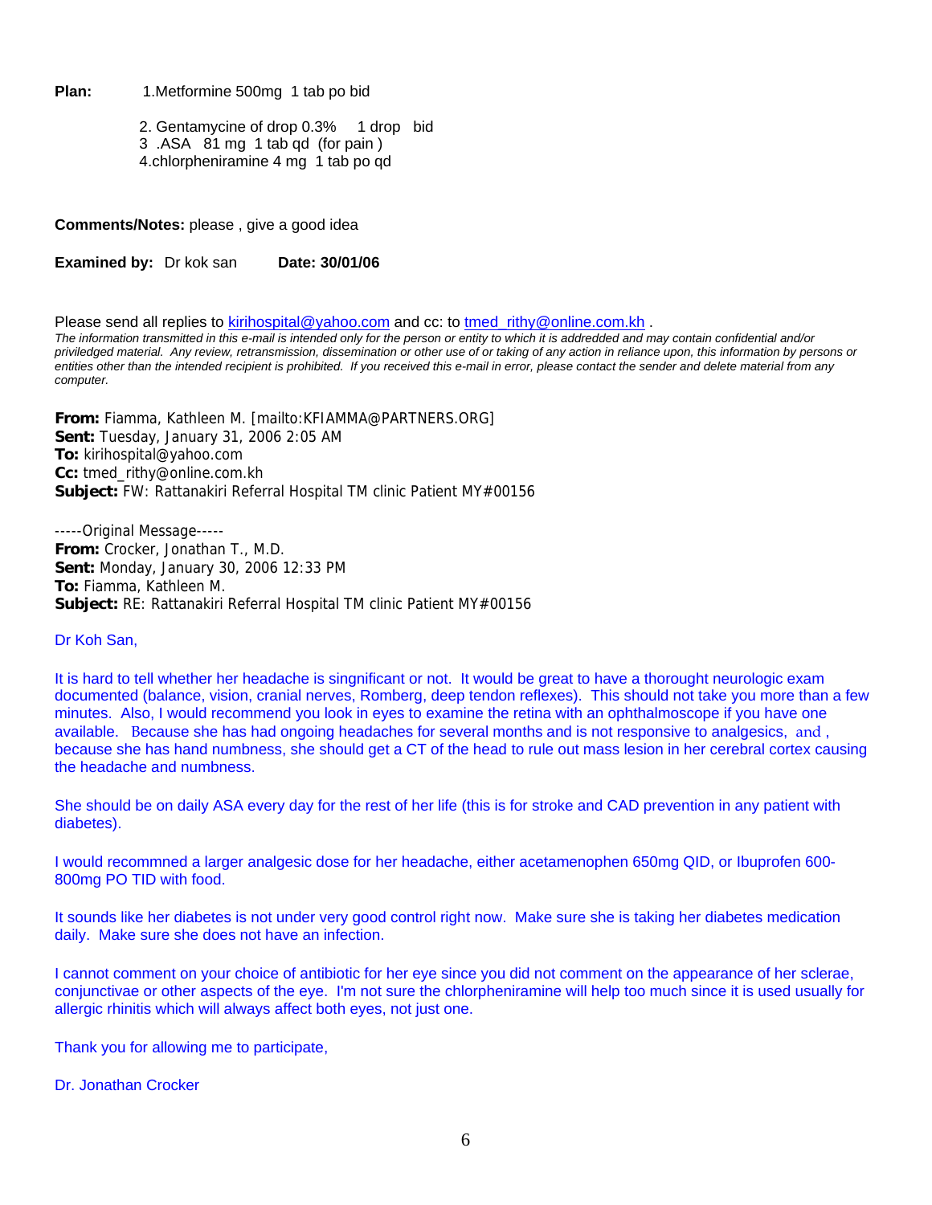**Plan:** 1.Metformine 500mg 1 tab po bid

2. Gentamycine of drop 0.3% 1 drop bid
3 .ASA 81 mg 1 tab qd (for pain )
4.chlorpheniramine 4 mg 1 tab po qd

**Comments/Notes:** please , give a good idea

**Examined by:** Dr kok san **Date: 30/01/06**

Please send all replies to kirihospital@yahoo.com and cc: to tmed_rithy@online.com.kh .
*The information transmitted in this e-mail is intended only for the person or entity to which it is addredded and may contain confidential and/or priviledged material. Any review, retransmission, dissemination or other use of or taking of any action in reliance upon, this information by persons or entities other than the intended recipient is prohibited. If you received this e-mail in error, please contact the sender and delete material from any computer.*

**From:** Fiamma, Kathleen M. [mailto:KFIAMMA@PARTNERS.ORG]
**Sent:** Tuesday, January 31, 2006 2:05 AM
**To:** kirihospital@yahoo.com
**Cc:** tmed_rithy@online.com.kh
**Subject:** FW: Rattanakiri Referral Hospital TM clinic Patient MY#00156

-----Original Message-----
**From:** Crocker, Jonathan T., M.D.
**Sent:** Monday, January 30, 2006 12:33 PM
**To:** Fiamma, Kathleen M.
**Subject:** RE: Rattanakiri Referral Hospital TM clinic Patient MY#00156

Dr Koh San,

It is hard to tell whether her headache is singnificant or not. It would be great to have a thorough neurologic exam documented (balance, vision, cranial nerves, Romberg, deep tendon reflexes). This should not take you more than a few minutes. Also, I would recommend you look in eyes to examine the retina with an ophthalmoscope if you have one available. Because she has had ongoing headaches for several months and is not responsive to analgesics, and , because she has hand numbness, she should get a CT of the head to rule out mass lesion in her cerebral cortex causing the headache and numbness.

She should be on daily ASA every day for the rest of her life (this is for stroke and CAD prevention in any patient with diabetes).

I would recommned a larger analgesic dose for her headache, either acetamenophen 650mg QID, or Ibuprofen 600-800mg PO TID with food.

It sounds like her diabetes is not under very good control right now. Make sure she is taking her diabetes medication daily. Make sure she does not have an infection.

I cannot comment on your choice of antibiotic for her eye since you did not comment on the appearance of her sclerae, conjunctivae or other aspects of the eye. I'm not sure the chlorpheniramine will help too much since it is used usually for allergic rhinitis which will always affect both eyes, not just one.

Thank you for allowing me to participate,

Dr. Jonathan Crocker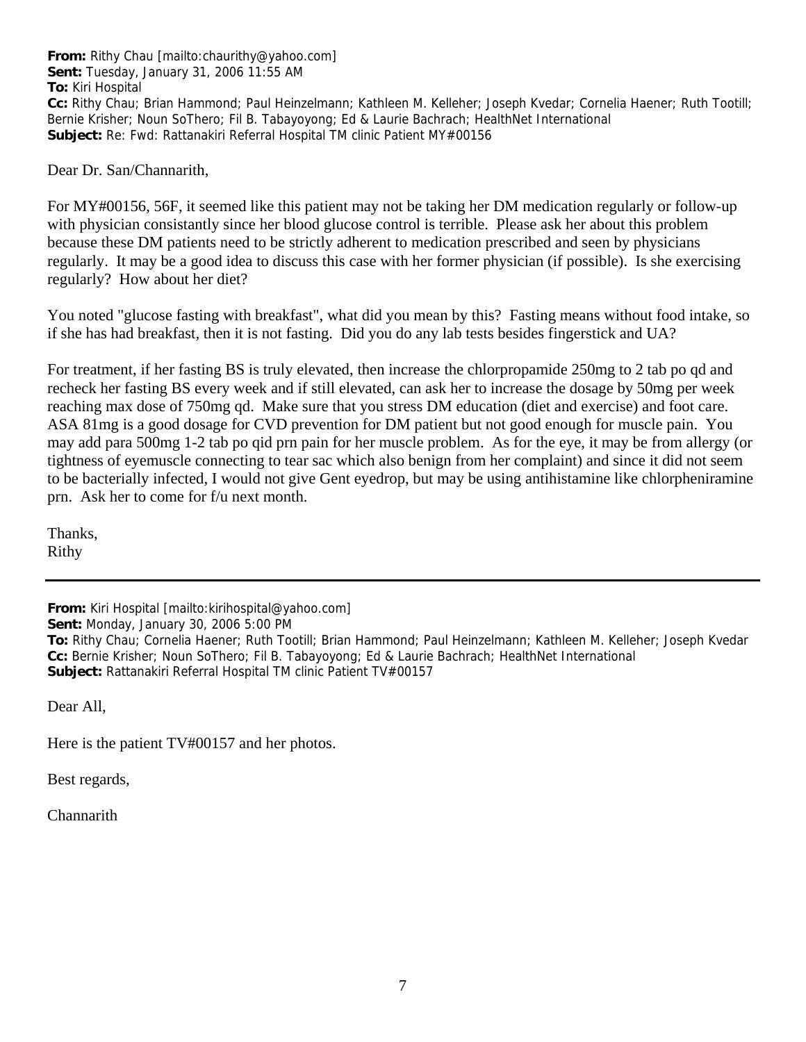**From:** Rithy Chau [mailto:chaurithy@yahoo.com]
**Sent:** Tuesday, January 31, 2006 11:55 AM
**To:** Kiri Hospital
**Cc:** Rithy Chau; Brian Hammond; Paul Heinzelmann; Kathleen M. Kelleher; Joseph Kvedar; Cornelia Haener; Ruth Tootill; Bernie Krisher; Noun SoThero; Fil B. Tabayoyong; Ed & Laurie Bachrach; HealthNet International
**Subject:** Re: Fwd: Rattanakiri Referral Hospital TM clinic Patient MY#00156

Dear Dr. San/Channarith,

For MY#00156, 56F, it seemed like this patient may not be taking her DM medication regularly or follow-up with physician consistantly since her blood glucose control is terrible. Please ask her about this problem because these DM patients need to be strictly adherent to medication prescribed and seen by physicians regularly. It may be a good idea to discuss this case with her former physician (if possible). Is she exercising regularly? How about her diet?

You noted "glucose fasting with breakfast", what did you mean by this? Fasting means without food intake, so if she has had breakfast, then it is not fasting. Did you do any lab tests besides fingerstick and UA?

For treatment, if her fasting BS is truly elevated, then increase the chlorpropamide 250mg to 2 tab po qd and recheck her fasting BS every week and if still elevated, can ask her to increase the dosage by 50mg per week reaching max dose of 750mg qd. Make sure that you stress DM education (diet and exercise) and foot care. ASA 81mg is a good dosage for CVD prevention for DM patient but not good enough for muscle pain. You may add para 500mg 1-2 tab po qid prn pain for her muscle problem. As for the eye, it may be from allergy (or tightness of eyemuscle connecting to tear sac which also benign from her complaint) and since it did not seem to be bacterially infected, I would not give Gent eyedrop, but may be using antihistamine like chlorpheniramine prn. Ask her to come for f/u next month.

Thanks,
Rithy

---

**From:** Kiri Hospital [mailto:kirihospital@yahoo.com]
**Sent:** Monday, January 30, 2006 5:00 PM
**To:** Rithy Chau; Cornelia Haener; Ruth Tootill; Brian Hammond; Paul Heinzelmann; Kathleen M. Kelleher; Joseph Kvedar
**Cc:** Bernie Krisher; Noun SoThero; Fil B. Tabayoyong; Ed & Laurie Bachrach; HealthNet International
**Subject:** Rattanakiri Referral Hospital TM clinic Patient TV#00157

Dear All,

Here is the patient TV#00157 and her photos.

Best regards,

Channarith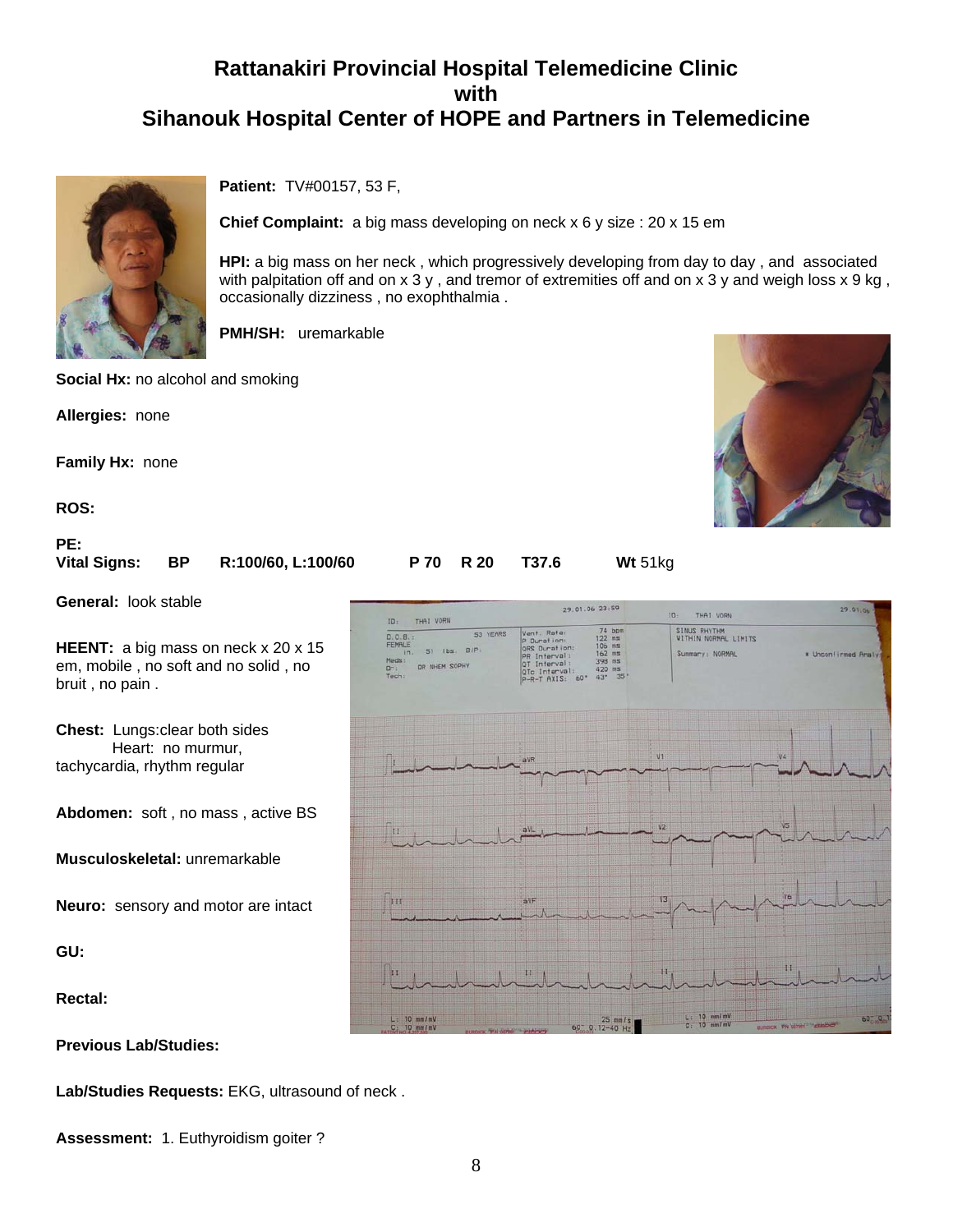# Rattanakiri Provincial Hospital Telemedicine Clinic with Sihanouk Hospital Center of HOPE and Partners in Telemedicine

**Patient:** TV#00157, 53 F,

**Chief Complaint:** a big mass developing on neck x 6 y size : 20 x 15 em

**HPI:** a big mass on her neck , which progressively developing from day to day , and associated with palpitation off and on x 3 y , and tremor of extremities off and on x 3 y and weigh loss x 9 kg , occasionally dizziness , no exophthalmia .

**PMH/SH:** uremarkable

**Social Hx:** no alcohol and smoking

**Allergies:** none

**Family Hx:** none

**ROS:**

**PE:**

**Vital Signs:** **BP** **R:100/60, L:100/60** **P 70** **R 20** **T37.6** **Wt** 51kg

**General:** look stable

**HEENT:** a big mass on neck x 20 x 15 em, mobile , no soft and no solid , no bruit , no pain .

**Chest:** Lungs:clear both sides
Heart: no murmur, tachycardia, rhythm regular

**Abdomen:** soft , no mass , active BS

**Musculoskeletal:** unremarkable

**Neuro:** sensory and motor are intact

**GU:**

**Rectal:**

**Previous Lab/Studies:**

**Lab/Studies Requests:** EKG, ultrasound of neck .

**Assessment:** 1. Euthyroidism goiter ?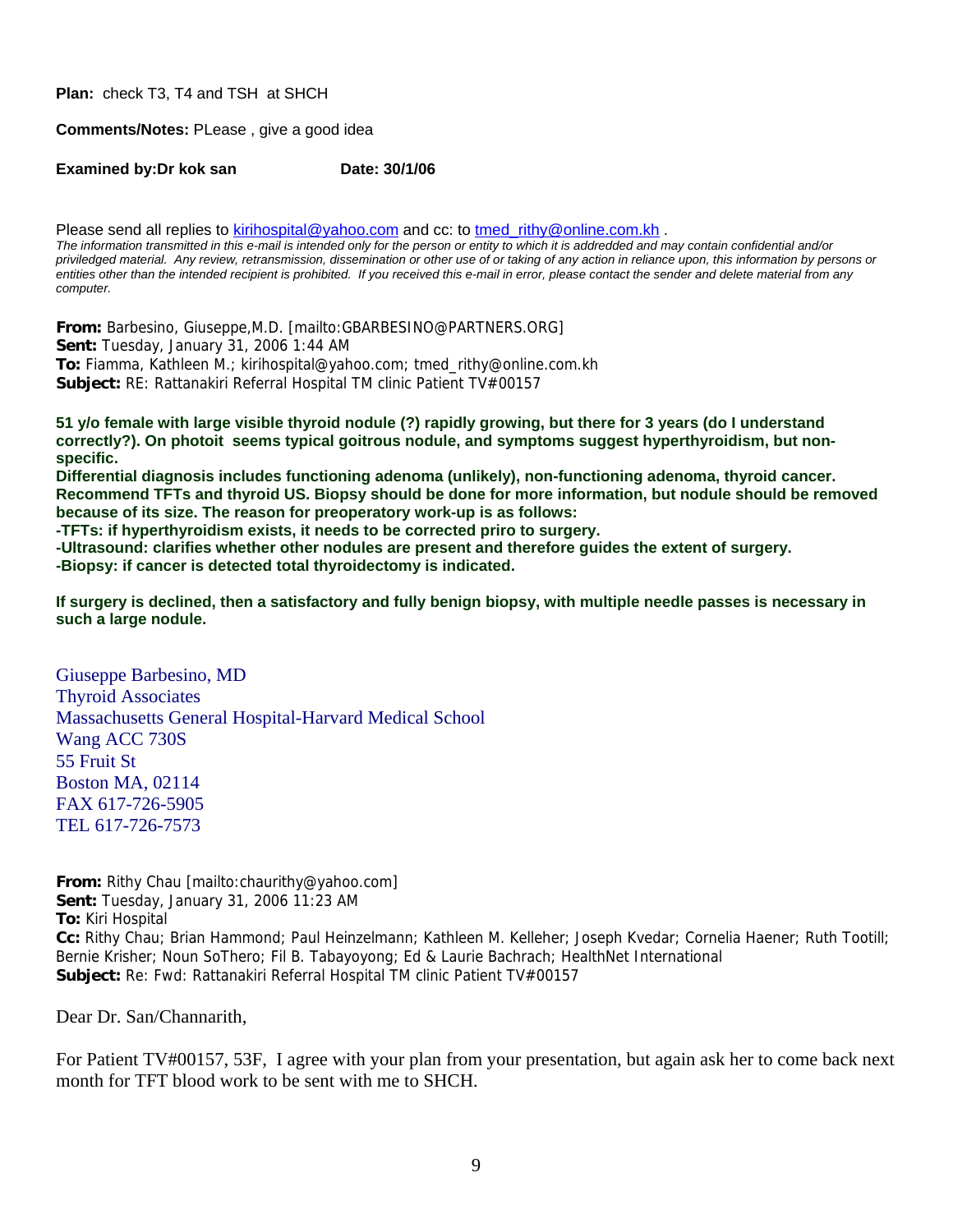**Plan:** check T3, T4 and TSH at SHCH

**Comments/Notes:** PLease , give a good idea

**Examined by:Dr kok san** **Date: 30/1/06**

Please send all replies to kirihospital@yahoo.com and cc: to tmed_rithy@online.com.kh .

*The information transmitted in this e-mail is intended only for the person or entity to which it is addredded and may contain confidential and/or priviledged material. Any review, retransmission, dissemination or other use of or taking of any action in reliance upon, this information by persons or entities other than the intended recipient is prohibited. If you received this e-mail in error, please contact the sender and delete material from any computer.*

**From:** Barbesino, Giuseppe,M.D. [mailto:GBARBESINO@PARTNERS.ORG]
**Sent:** Tuesday, January 31, 2006 1:44 AM
**To:** Fiamma, Kathleen M.; kirihospital@yahoo.com; tmed_rithy@online.com.kh
**Subject:** RE: Rattanakiri Referral Hospital TM clinic Patient TV#00157

**51 y/o female with large visible thyroid nodule (?) rapidly growing, but there for 3 years (do I understand correctly?). On photoit seems typical goitrous nodule, and symptoms suggest hyperthyroidism, but non-specific.**
**Differential diagnosis includes functioning adenoma (unlikely), non-functioning adenoma, thyroid cancer.**
**Recommend TFTs and thyroid US. Biopsy should be done for more information, but nodule should be removed because of its size. The reason for preoperatory work-up is as follows:**
**-TFTs: if hyperthyroidism exists, it needs to be corrected priro to surgery.**
**-Ultrasound: clarifies whether other nodules are present and therefore guides the extent of surgery.**
**-Biopsy: if cancer is detected total thyroidectomy is indicated.**

**If surgery is declined, then a satisfactory and fully benign biopsy, with multiple needle passes is necessary in such a large nodule.**

Giuseppe Barbesino, MD
Thyroid Associates
Massachusetts General Hospital-Harvard Medical School
Wang ACC 730S
55 Fruit St
Boston MA, 02114
FAX 617-726-5905
TEL 617-726-7573

**From:** Rithy Chau [mailto:chaurithy@yahoo.com]
**Sent:** Tuesday, January 31, 2006 11:23 AM
**To:** Kiri Hospital
**Cc:** Rithy Chau; Brian Hammond; Paul Heinzelmann; Kathleen M. Kelleher; Joseph Kvedar; Cornelia Haener; Ruth Tootill; Bernie Krisher; Noun SoThero; Fil B. Tabayoyong; Ed & Laurie Bachrach; HealthNet International
**Subject:** Re: Fwd: Rattanakiri Referral Hospital TM clinic Patient TV#00157

Dear Dr. San/Channarith,

For Patient TV#00157, 53F, I agree with your plan from your presentation, but again ask her to come back next month for TFT blood work to be sent with me to SHCH.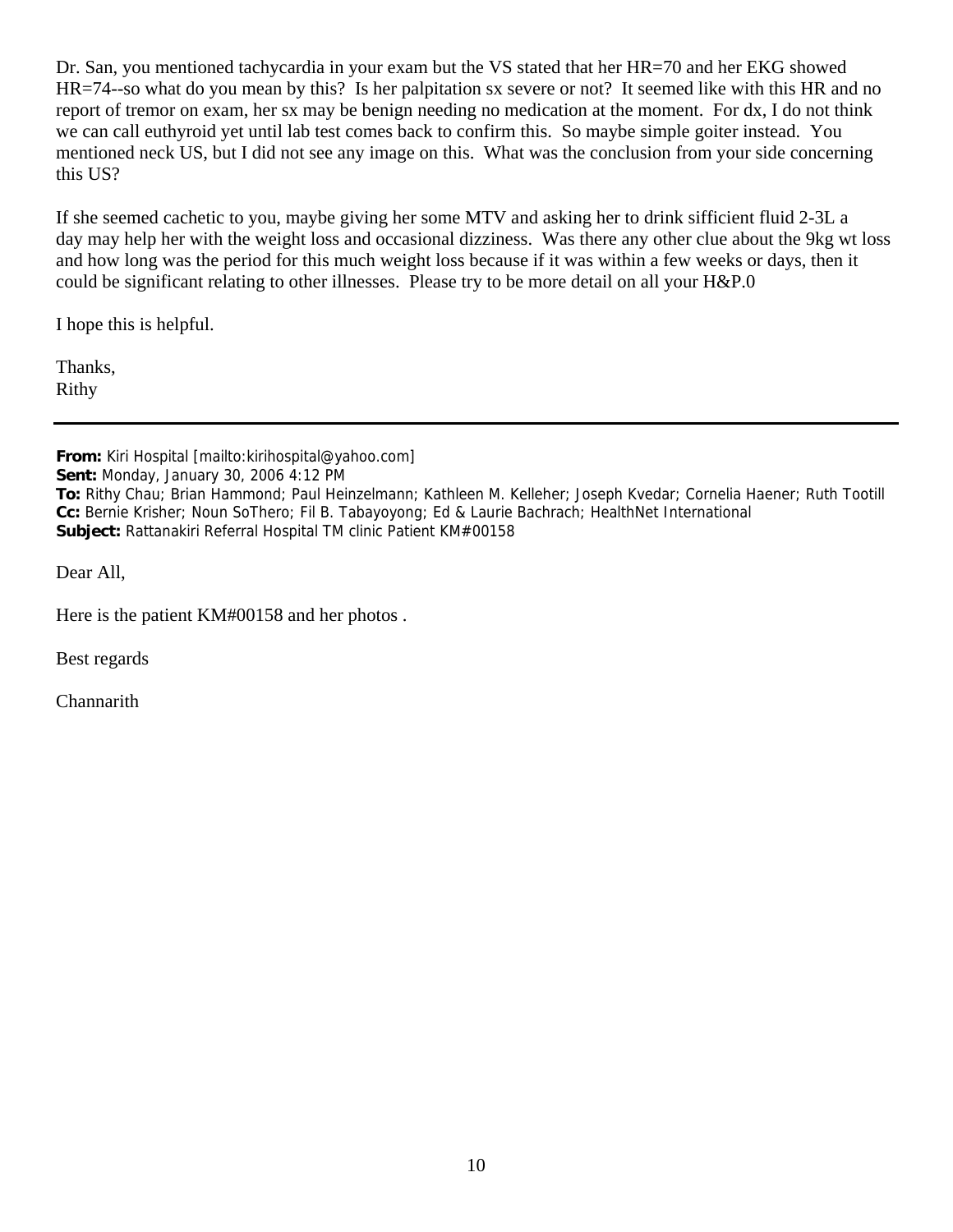Dr. San, you mentioned tachycardia in your exam but the VS stated that her HR=70 and her EKG showed HR=74--so what do you mean by this? Is her palpitation sx severe or not? It seemed like with this HR and no report of tremor on exam, her sx may be benign needing no medication at the moment. For dx, I do not think we can call euthyroid yet until lab test comes back to confirm this. So maybe simple goiter instead. You mentioned neck US, but I did not see any image on this. What was the conclusion from your side concerning this US?

If she seemed cachetic to you, maybe giving her some MTV and asking her to drink sifficient fluid 2-3L a day may help her with the weight loss and occasional dizziness. Was there any other clue about the 9kg wt loss and how long was the period for this much weight loss because if it was within a few weeks or days, then it could be significant relating to other illnesses. Please try to be more detail on all your H&P.0

I hope this is helpful.

Thanks,
Rithy

---

**From:** Kiri Hospital [mailto:kirihospital@yahoo.com]
**Sent:** Monday, January 30, 2006 4:12 PM
**To:** Rithy Chau; Brian Hammond; Paul Heinzelmann; Kathleen M. Kelleher; Joseph Kvedar; Cornelia Haener; Ruth Tootill
**Cc:** Bernie Krisher; Noun SoThero; Fil B. Tabayoyong; Ed & Laurie Bachrach; HealthNet International
**Subject:** Rattanakiri Referral Hospital TM clinic Patient KM#00158

Dear All,

Here is the patient KM#00158 and her photos .

Best regards

Channarith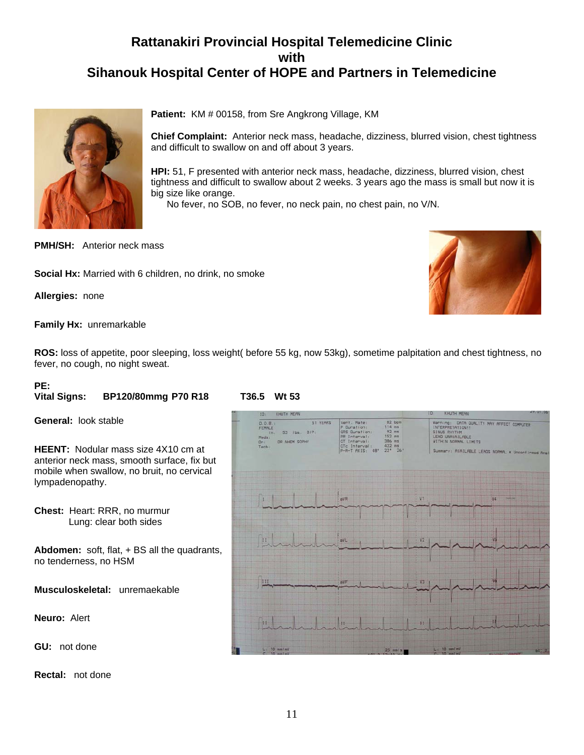# Rattanakiri Provincial Hospital Telemedicine Clinic
# with
# Sihanouk Hospital Center of HOPE and Partners in Telemedicine

**Patient:** KM # 00158, from Sre Angkrong Village, KM

**Chief Complaint:** Anterior neck mass, headache, dizziness, blurred vision, chest tightness and difficult to swallow on and off about 3 years.

**HPI:** 51, F presented with anterior neck mass, headache, dizziness, blurred vision, chest tightness and difficult to swallow about 2 weeks. 3 years ago the mass is small but now it is big size like orange.
No fever, no SOB, no fever, no neck pain, no chest pain, no V/N.

**PMH/SH:** Anterior neck mass

**Social Hx:** Married with 6 children, no drink, no smoke

**Allergies:** none

**Family Hx:** unremarkable

**ROS:** loss of appetite, poor sleeping, loss weight( before 55 kg, now 53kg), sometime palpitation and chest tightness, no fever, no cough, no night sweat.

**PE:**
**Vital Signs: BP120/80mmg P70 R18 T36.5 Wt 53**

**General:** look stable

**HEENT:** Nodular mass size 4X10 cm at anterior neck mass, smooth surface, fix but mobile when swallow, no bruit, no cervical lympadenopathy.

**Chest:** Heart: RRR, no murmur
Lung: clear both sides

**Abdomen:** soft, flat, + BS all the quadrants, no tenderness, no HSM

**Musculoskeletal:** unremaekable

**Neuro:** Alert

**GU:** not done

**Rectal:** not done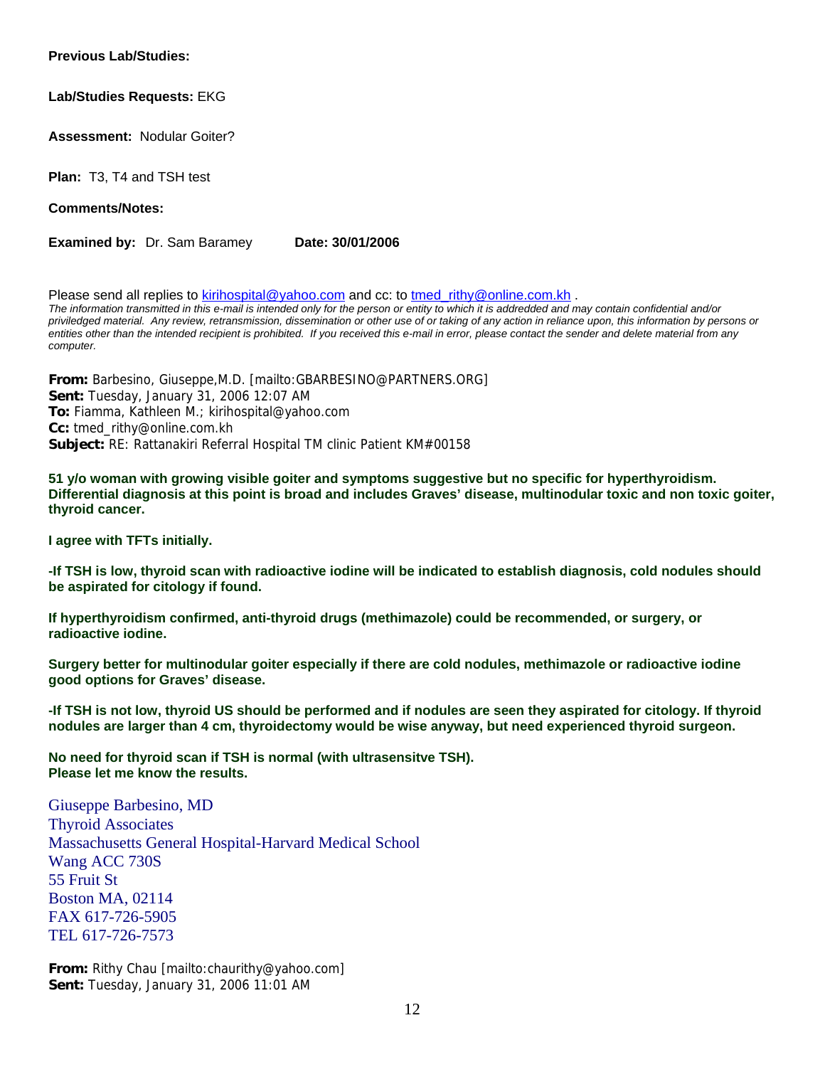**Previous Lab/Studies:**

**Lab/Studies Requests:** EKG

**Assessment:** Nodular Goiter?

**Plan:** T3, T4 and TSH test

**Comments/Notes:**

**Examined by:** Dr. Sam Baramey **Date: 30/01/2006**

Please send all replies to kirihospital@yahoo.com and cc: to tmed_rithy@online.com.kh .
*The information transmitted in this e-mail is intended only for the person or entity to which it is addreded and may contain confidential and/or priviledged material. Any review, retransmission, dissemination or other use of or taking of any action in reliance upon, this information by persons or entities other than the intended recipient is prohibited. If you received this e-mail in error, please contact the sender and delete material from any computer.*

**From:** Barbesino, Giuseppe,M.D. [mailto:GBARBESINO@PARTNERS.ORG]
**Sent:** Tuesday, January 31, 2006 12:07 AM
**To:** Fiamma, Kathleen M.; kirihospital@yahoo.com
**Cc:** tmed_rithy@online.com.kh
**Subject:** RE: Rattanakiri Referral Hospital TM clinic Patient KM#00158

**51 y/o woman with growing visible goiter and symptoms suggestive but no specific for hyperthyroidism. Differential diagnosis at this point is broad and includes Graves' disease, multinodular toxic and non toxic goiter, thyroid cancer.**

**I agree with TFTs initially.**

**-If TSH is low, thyroid scan with radioactive iodine will be indicated to establish diagnosis, cold nodules should be aspirated for citology if found.**

**If hyperthyroidism confirmed, anti-thyroid drugs (methimazole) could be recommended, or surgery, or radioactive iodine.**

**Surgery better for multinodular goiter especially if there are cold nodules, methimazole or radioactive iodine good options for Graves' disease.**

**-If TSH is not low, thyroid US should be performed and if nodules are seen they aspirated for citology. If thyroid nodules are larger than 4 cm, thyroidectomy would be wise anyway, but need experienced thyroid surgeon.**

**No need for thyroid scan if TSH is normal (with ultrasensitve TSH).**
**Please let me know the results.**

Giuseppe Barbesino, MD
Thyroid Associates
Massachusetts General Hospital-Harvard Medical School
Wang ACC 730S
55 Fruit St
Boston MA, 02114
FAX 617-726-5905
TEL 617-726-7573

**From:** Rithy Chau [mailto:chaurithy@yahoo.com]
**Sent:** Tuesday, January 31, 2006 11:01 AM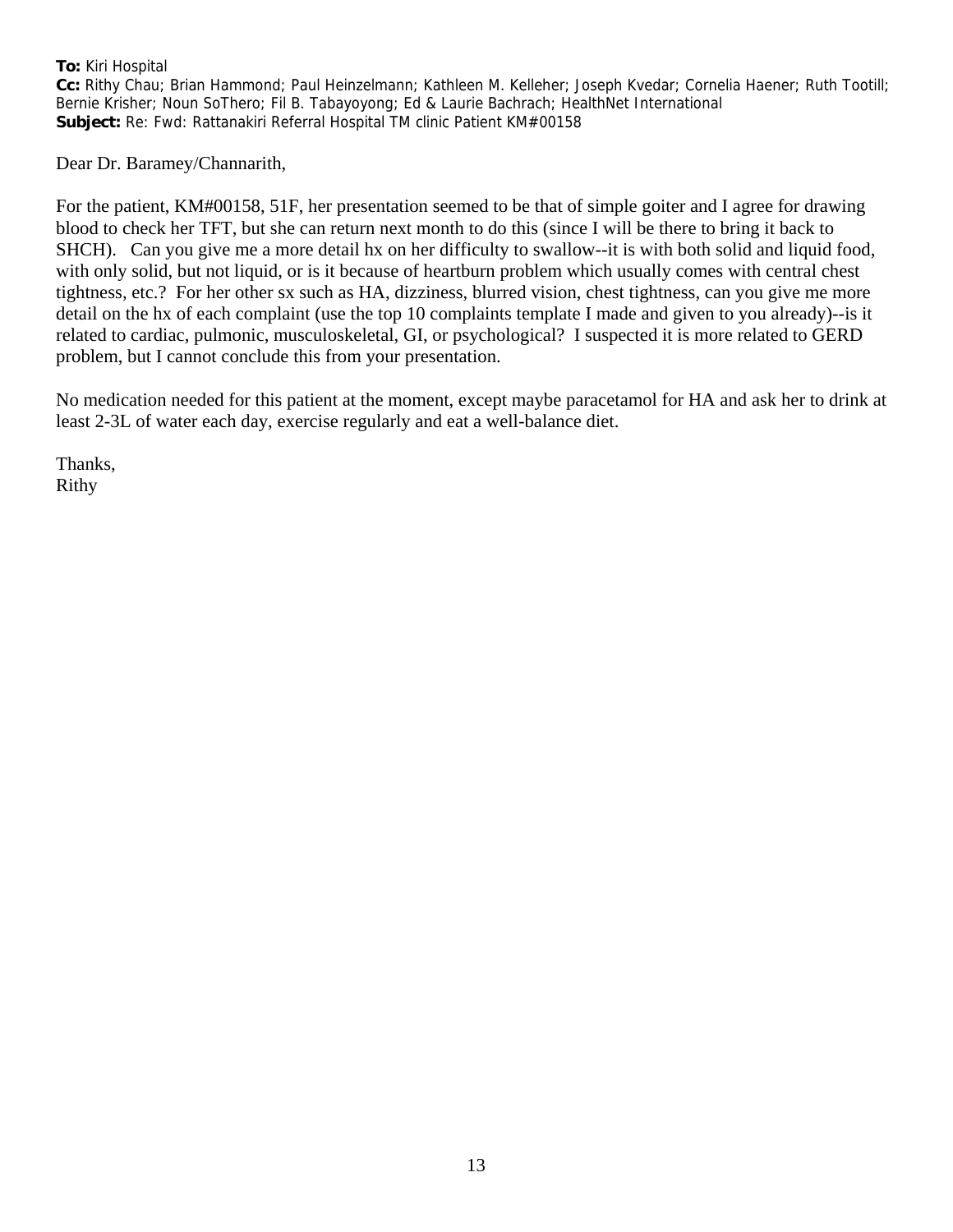**To:** Kiri Hospital
**Cc:** Rithy Chau; Brian Hammond; Paul Heinzelmann; Kathleen M. Kelleher; Joseph Kvedar; Cornelia Haener; Ruth Tootill; Bernie Krisher; Noun SoThero; Fil B. Tabayoyong; Ed & Laurie Bachrach; HealthNet International
**Subject:** Re: Fwd: Rattanakiri Referral Hospital TM clinic Patient KM#00158

Dear Dr. Baramey/Channarith,

For the patient, KM#00158, 51F, her presentation seemed to be that of simple goiter and I agree for drawing blood to check her TFT, but she can return next month to do this (since I will be there to bring it back to SHCH). Can you give me a more detail hx on her difficulty to swallow--it is with both solid and liquid food, with only solid, but not liquid, or is it because of heartburn problem which usually comes with central chest tightness, etc.? For her other sx such as HA, dizziness, blurred vision, chest tightness, can you give me more detail on the hx of each complaint (use the top 10 complaints template I made and given to you already)--is it related to cardiac, pulmonic, musculoskeletal, GI, or psychological? I suspected it is more related to GERD problem, but I cannot conclude this from your presentation.

No medication needed for this patient at the moment, except maybe paracetamol for HA and ask her to drink at least 2-3L of water each day, exercise regularly and eat a well-balance diet.

Thanks,
Rithy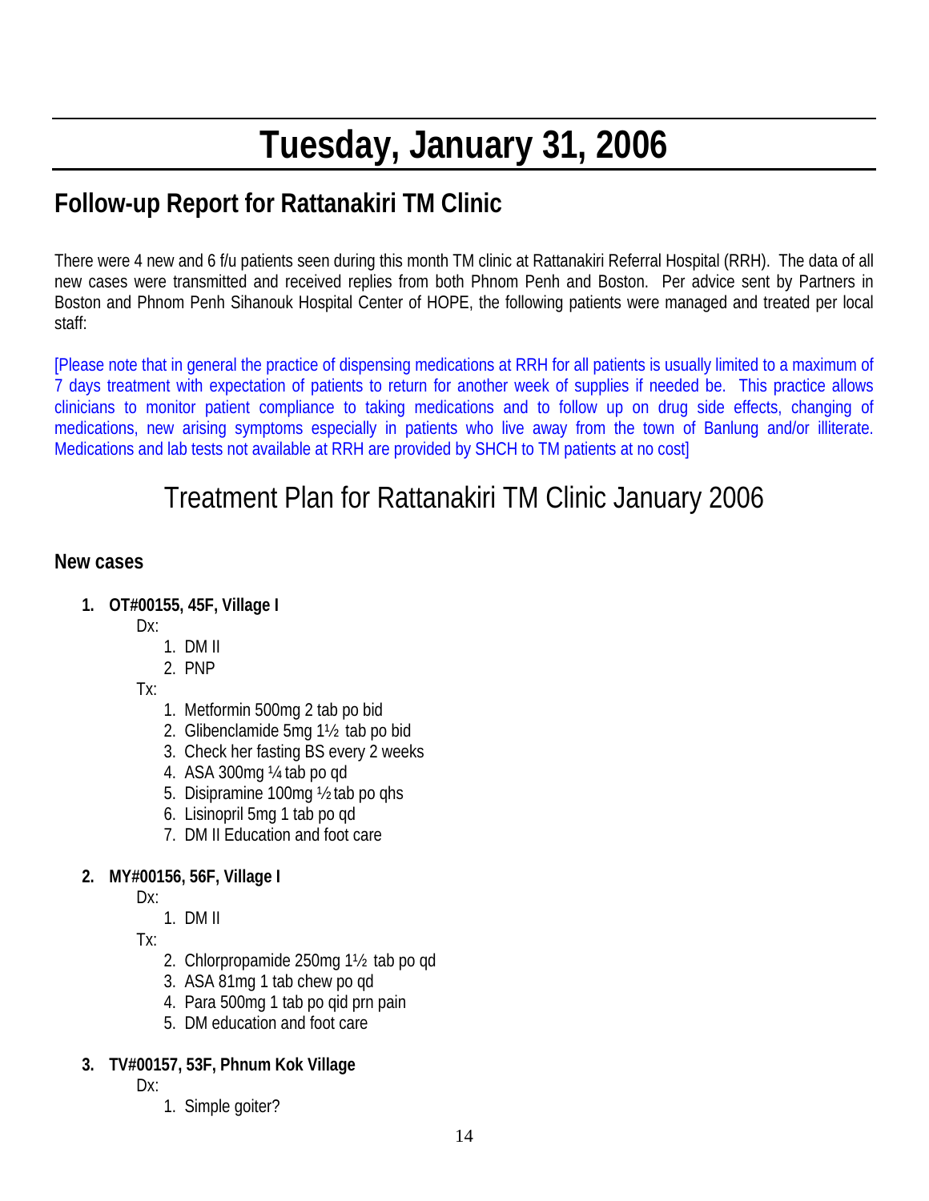# Tuesday, January 31, 2006

## Follow-up Report for Rattanakiri TM Clinic

There were 4 new and 6 f/u patients seen during this month TM clinic at Rattanakiri Referral Hospital (RRH). The data of all new cases were transmitted and received replies from both Phnom Penh and Boston. Per advice sent by Partners in Boston and Phnom Penh Sihanouk Hospital Center of HOPE, the following patients were managed and treated per local staff:

[Please note that in general the practice of dispensing medications at RRH for all patients is usually limited to a maximum of 7 days treatment with expectation of patients to return for another week of supplies if needed be. This practice allows clinicians to monitor patient compliance to taking medications and to follow up on drug side effects, changing of medications, new arising symptoms especially in patients who live away from the town of Banlung and/or illiterate. Medications and lab tests not available at RRH are provided by SHCH to TM patients at no cost]

## Treatment Plan for Rattanakiri TM Clinic January 2006

### New cases

1. **OT#00155, 45F, Village I**

   Dx:
   1. DM II
   2. PNP

   Tx:
   1. Metformin 500mg 2 tab po bid
   2. Glibenclamide 5mg 1½ tab po bid
   3. Check her fasting BS every 2 weeks
   4. ASA 300mg ¼ tab po qd
   5. Disipramine 100mg ½ tab po qhs
   6. Lisinopril 5mg 1 tab po qd
   7. DM II Education and foot care

2. **MY#00156, 56F, Village I**

   Dx:
   1. DM II

   Tx:
   2. Chlorpropamide 250mg 1½ tab po qd
   3. ASA 81mg 1 tab chew po qd
   4. Para 500mg 1 tab po qid prn pain
   5. DM education and foot care

3. **TV#00157, 53F, Phnum Kok Village**

   Dx:
   1. Simple goiter?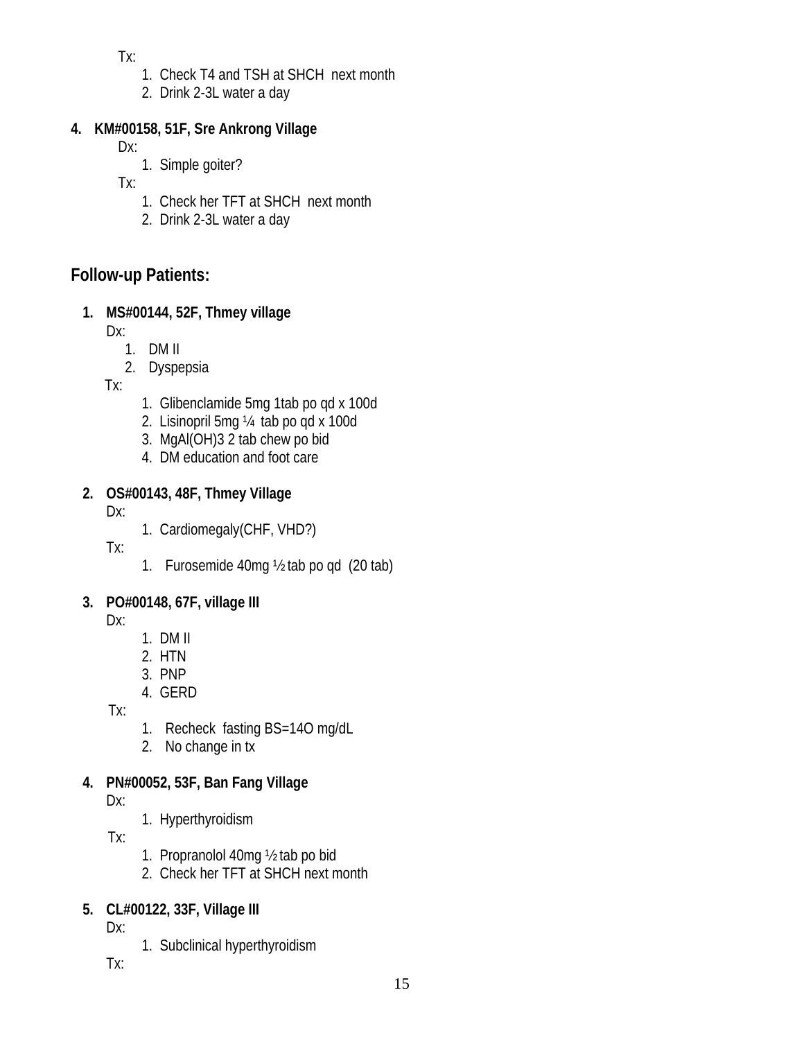Tx:

1. Check T4 and TSH at SHCH next month
2. Drink 2-3L water a day

**4. KM#00158, 51F, Sre Ankrong Village**

Dx:

1. Simple goiter?

Tx:

1. Check her TFT at SHCH next month
2. Drink 2-3L water a day

## Follow-up Patients:

**1. MS#00144, 52F, Thmey village**

Dx:

1. DM II
2. Dyspepsia

Tx:

1. Glibenclamide 5mg 1tab po qd x 100d
2. Lisinopril 5mg ¼ tab po qd x 100d
3. MgAl(OH)3 2 tab chew po bid
4. DM education and foot care

**2. OS#00143, 48F, Thmey Village**

Dx:

1. Cardiomegaly(CHF, VHD?)

Tx:

1. Furosemide 40mg ½ tab po qd (20 tab)

**3. PO#00148, 67F, village III**

Dx:

1. DM II
2. HTN
3. PNP
4. GERD

Tx:

1. Recheck fasting BS=14O mg/dL
2. No change in tx

**4. PN#00052, 53F, Ban Fang Village**

Dx:

1. Hyperthyroidism

Tx:

1. Propranolol 40mg ½ tab po bid
2. Check her TFT at SHCH next month

**5. CL#00122, 33F, Village III**

Dx:

1. Subclinical hyperthyroidism

Tx: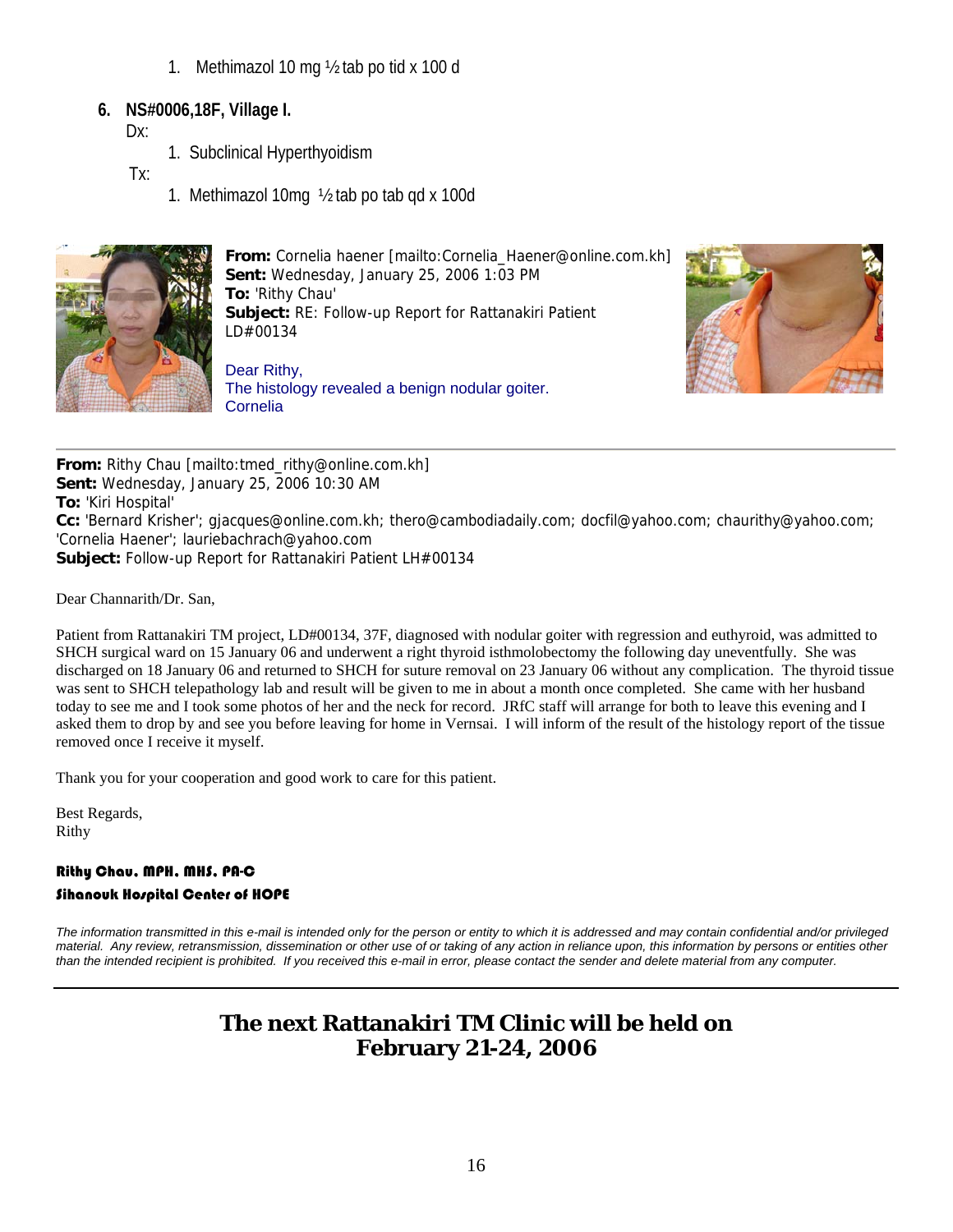1. Methimazol 10 mg ½ tab po tid x 100 d

**6. NS#0006,18F, Village I.**

Dx:

1. Subclinical Hyperthyoidism

Tx:

1. Methimazol 10mg ½ tab po tab qd x 100d

**From:** Cornelia haener [mailto:Cornelia_Haener@online.com.kh]
**Sent:** Wednesday, January 25, 2006 1:03 PM
**To:** 'Rithy Chau'
**Subject:** RE: Follow-up Report for Rattanakiri Patient LD#00134

Dear Rithy,
The histology revealed a benign nodular goiter.
Cornelia

---

**From:** Rithy Chau [mailto:tmed_rithy@online.com.kh]
**Sent:** Wednesday, January 25, 2006 10:30 AM
**To:** 'Kiri Hospital'
**Cc:** 'Bernard Krisher'; gjacques@online.com.kh; thero@cambodiadaily.com; docfil@yahoo.com; chaurithy@yahoo.com; 'Cornelia Haener'; lauriebachrach@yahoo.com
**Subject:** Follow-up Report for Rattanakiri Patient LH#00134

Dear Channarith/Dr. San,

Patient from Rattanakiri TM project, LD#00134, 37F, diagnosed with nodular goiter with regression and euthyroid, was admitted to SHCH surgical ward on 15 January 06 and underwent a right thyroid isthmolobectomy the following day uneventfully. She was discharged on 18 January 06 and returned to SHCH for suture removal on 23 January 06 without any complication. The thyroid tissue was sent to SHCH telepathology lab and result will be given to me in about a month once completed. She came with her husband today to see me and I took some photos of her and the neck for record. JRfC staff will arrange for both to leave this evening and I asked them to drop by and see you before leaving for home in Vernsai. I will inform of the result of the histology report of the tissue removed once I receive it myself.

Thank you for your cooperation and good work to care for this patient.

Best Regards,
Rithy

**Rithy Chau, MPH, MHS, PA-C**
**Sihanouk Hospital Center of HOPE**

*The information transmitted in this e-mail is intended only for the person or entity to which it is addressed and may contain confidential and/or privileged material. Any review, retransmission, dissemination or other use of or taking of any action in reliance upon, this information by persons or entities other than the intended recipient is prohibited. If you received this e-mail in error, please contact the sender and delete material from any computer.*

---

## The next Rattanakiri TM Clinic will be held on February 21-24, 2006